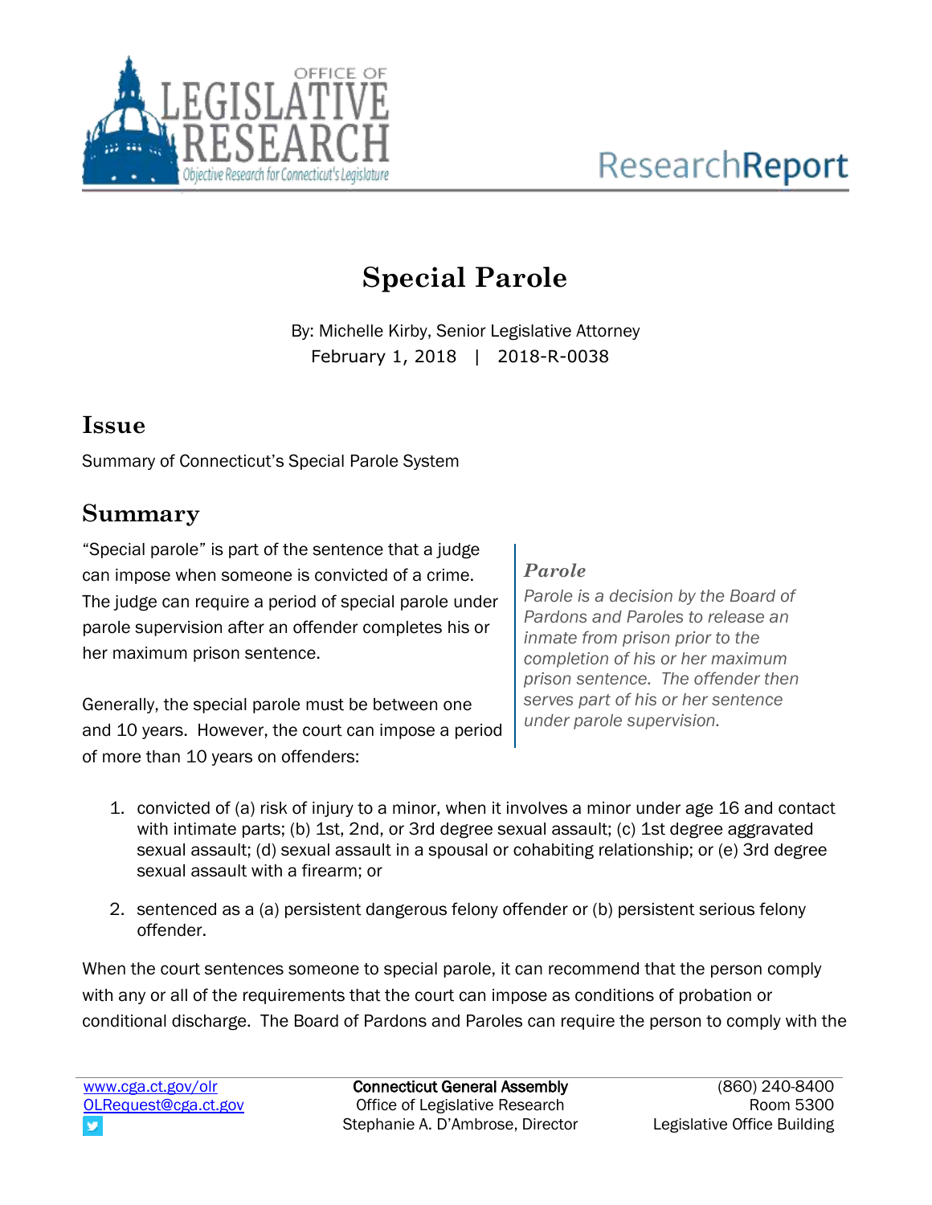# Special Parole

By: Michelle Kirby, Senior Legislative Attorney
February 1, 2018 | 2018-R-0038

## Issue

Summary of Connecticut's Special Parole System

## Summary

"Special parole" is part of the sentence that a judge can impose when someone is convicted of a crime. The judge can require a period of special parole under parole supervision after an offender completes his or her maximum prison sentence.

Generally, the special parole must be between one and 10 years. However, the court can impose a period of more than 10 years on offenders:

1. convicted of (a) risk of injury to a minor, when it involves a minor under age 16 and contact with intimate parts; (b) 1st, 2nd, or 3rd degree sexual assault; (c) 1st degree aggravated sexual assault; (d) sexual assault in a spousal or cohabiting relationship; or (e) 3rd degree sexual assault with a firearm; or
2. sentenced as a (a) persistent dangerous felony offender or (b) persistent serious felony offender.

> ***Parole***
>
> *Parole is a decision by the Board of Pardons and Paroles to release an inmate from prison prior to the completion of his or her maximum prison sentence. The offender then serves part of his or her sentence under parole supervision.*

When the court sentences someone to special parole, it can recommend that the person comply with any or all of the requirements that the court can impose as conditions of probation or conditional discharge. The Board of Pardons and Paroles can require the person to comply with the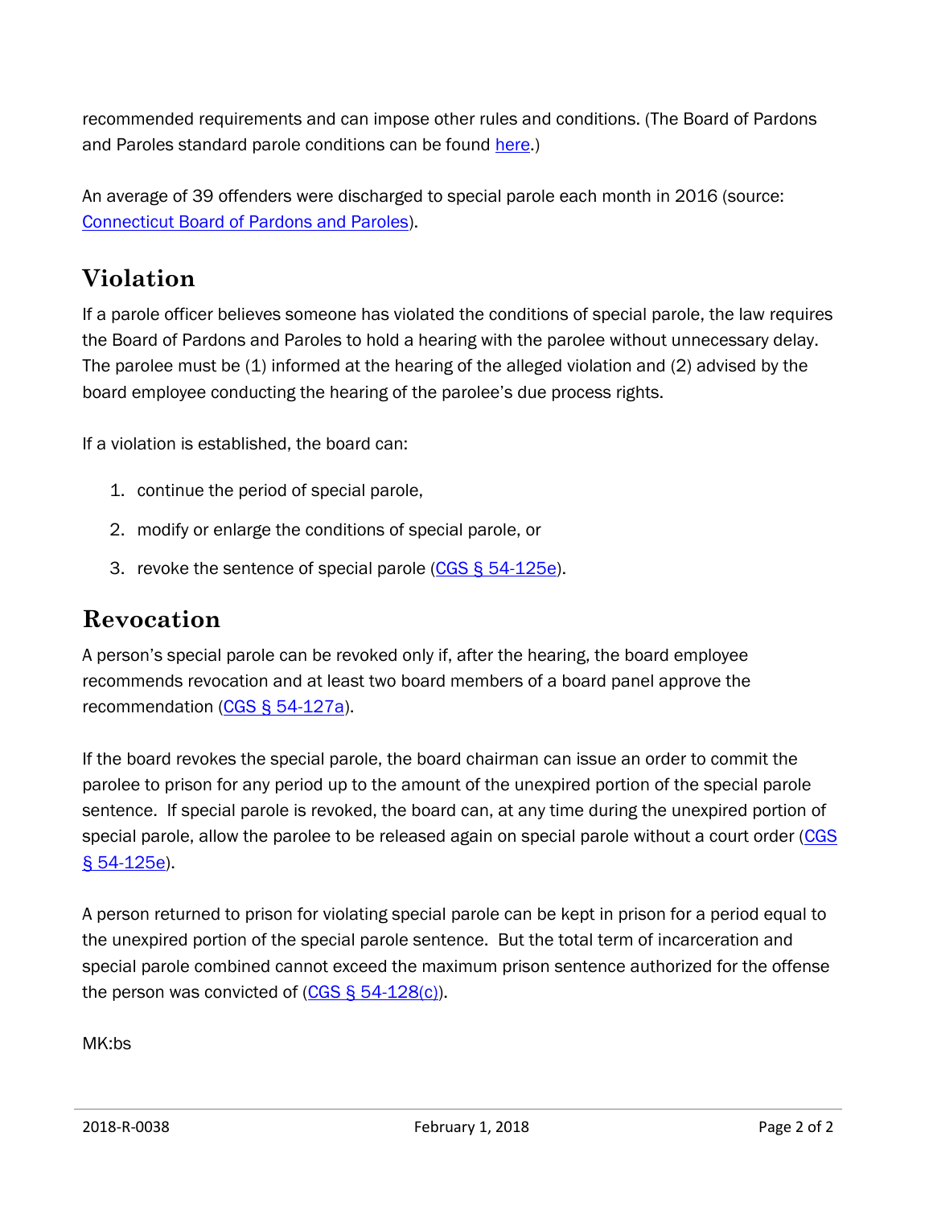recommended requirements and can impose other rules and conditions. (The Board of Pardons and Paroles standard parole conditions can be found here.)

An average of 39 offenders were discharged to special parole each month in 2016 (source: Connecticut Board of Pardons and Paroles).

## Violation

If a parole officer believes someone has violated the conditions of special parole, the law requires the Board of Pardons and Paroles to hold a hearing with the parolee without unnecessary delay. The parolee must be (1) informed at the hearing of the alleged violation and (2) advised by the board employee conducting the hearing of the parolee's due process rights.

If a violation is established, the board can:

1. continue the period of special parole,
2. modify or enlarge the conditions of special parole, or
3. revoke the sentence of special parole (CGS § 54-125e).

## Revocation

A person's special parole can be revoked only if, after the hearing, the board employee recommends revocation and at least two board members of a board panel approve the recommendation (CGS § 54-127a).

If the board revokes the special parole, the board chairman can issue an order to commit the parolee to prison for any period up to the amount of the unexpired portion of the special parole sentence. If special parole is revoked, the board can, at any time during the unexpired portion of special parole, allow the parolee to be released again on special parole without a court order (CGS § 54-125e).

A person returned to prison for violating special parole can be kept in prison for a period equal to the unexpired portion of the special parole sentence. But the total term of incarceration and special parole combined cannot exceed the maximum prison sentence authorized for the offense the person was convicted of (CGS § 54-128(c)).

MK:bs